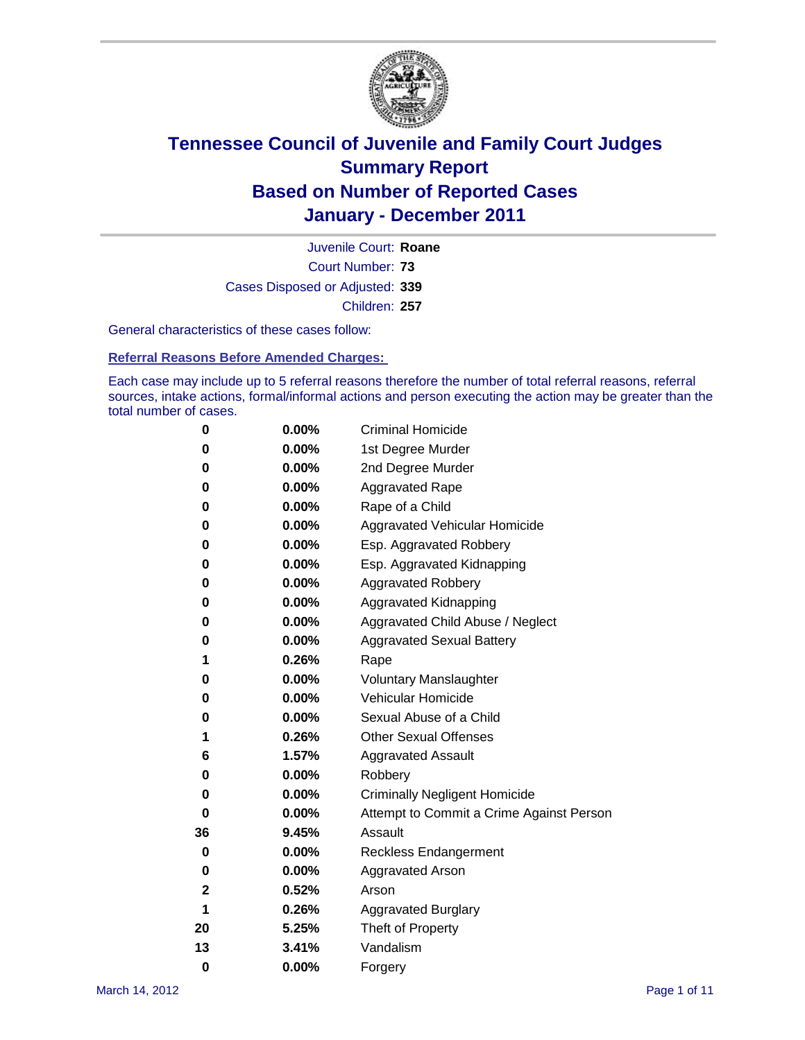# Tennessee Council of Juvenile and Family Court Judges
# Summary Report
# Based on Number of Reported Cases
# January - December 2011

Juvenile Court: **Roane**

Court Number: **73**

Cases Disposed or Adjusted: **339**

Children: **257**

General characteristics of these cases follow:

**Referral Reasons Before Amended Charges:**

Each case may include up to 5 referral reasons therefore the number of total referral reasons, referral sources, intake actions, formal/informal actions and person executing the action may be greater than the total number of cases.

| Count | Percent | Referral Reason |
|---|---|---|
| 0 | 0.00% | Criminal Homicide |
| 0 | 0.00% | 1st Degree Murder |
| 0 | 0.00% | 2nd Degree Murder |
| 0 | 0.00% | Aggravated Rape |
| 0 | 0.00% | Rape of a Child |
| 0 | 0.00% | Aggravated Vehicular Homicide |
| 0 | 0.00% | Esp. Aggravated Robbery |
| 0 | 0.00% | Esp. Aggravated Kidnapping |
| 0 | 0.00% | Aggravated Robbery |
| 0 | 0.00% | Aggravated Kidnapping |
| 0 | 0.00% | Aggravated Child Abuse / Neglect |
| 0 | 0.00% | Aggravated Sexual Battery |
| 1 | 0.26% | Rape |
| 0 | 0.00% | Voluntary Manslaughter |
| 0 | 0.00% | Vehicular Homicide |
| 0 | 0.00% | Sexual Abuse of a Child |
| 1 | 0.26% | Other Sexual Offenses |
| 6 | 1.57% | Aggravated Assault |
| 0 | 0.00% | Robbery |
| 0 | 0.00% | Criminally Negligent Homicide |
| 0 | 0.00% | Attempt to Commit a Crime Against Person |
| 36 | 9.45% | Assault |
| 0 | 0.00% | Reckless Endangerment |
| 0 | 0.00% | Aggravated Arson |
| 2 | 0.52% | Arson |
| 1 | 0.26% | Aggravated Burglary |
| 20 | 5.25% | Theft of Property |
| 13 | 3.41% | Vandalism |
| 0 | 0.00% | Forgery |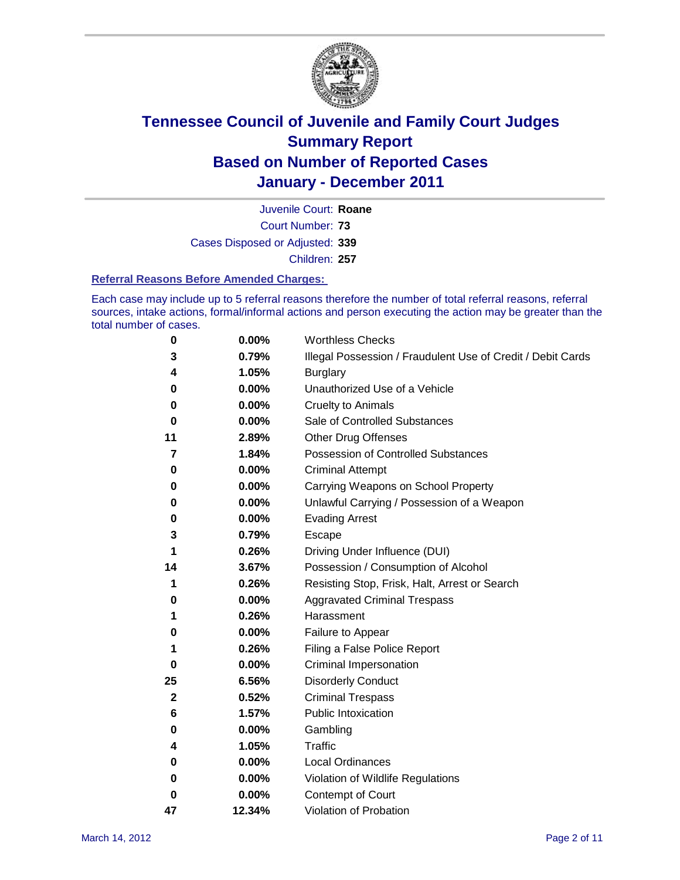# Tennessee Council of Juvenile and Family Court Judges
# Summary Report
# Based on Number of Reported Cases
# January - December 2011

Juvenile Court: **Roane**

Court Number: **73**

Cases Disposed or Adjusted: **339**

Children: **257**

### Referral Reasons Before Amended Charges:

Each case may include up to 5 referral reasons therefore the number of total referral reasons, referral sources, intake actions, formal/informal actions and person executing the action may be greater than the total number of cases.

| Count | Percent | Referral Reason |
|---|---|---|
| 0 | 0.00% | Worthless Checks |
| 3 | 0.79% | Illegal Possession / Fraudulent Use of Credit / Debit Cards |
| 4 | 1.05% | Burglary |
| 0 | 0.00% | Unauthorized Use of a Vehicle |
| 0 | 0.00% | Cruelty to Animals |
| 0 | 0.00% | Sale of Controlled Substances |
| 11 | 2.89% | Other Drug Offenses |
| 7 | 1.84% | Possession of Controlled Substances |
| 0 | 0.00% | Criminal Attempt |
| 0 | 0.00% | Carrying Weapons on School Property |
| 0 | 0.00% | Unlawful Carrying / Possession of a Weapon |
| 0 | 0.00% | Evading Arrest |
| 3 | 0.79% | Escape |
| 1 | 0.26% | Driving Under Influence (DUI) |
| 14 | 3.67% | Possession / Consumption of Alcohol |
| 1 | 0.26% | Resisting Stop, Frisk, Halt, Arrest or Search |
| 0 | 0.00% | Aggravated Criminal Trespass |
| 1 | 0.26% | Harassment |
| 0 | 0.00% | Failure to Appear |
| 1 | 0.26% | Filing a False Police Report |
| 0 | 0.00% | Criminal Impersonation |
| 25 | 6.56% | Disorderly Conduct |
| 2 | 0.52% | Criminal Trespass |
| 6 | 1.57% | Public Intoxication |
| 0 | 0.00% | Gambling |
| 4 | 1.05% | Traffic |
| 0 | 0.00% | Local Ordinances |
| 0 | 0.00% | Violation of Wildlife Regulations |
| 0 | 0.00% | Contempt of Court |
| 47 | 12.34% | Violation of Probation |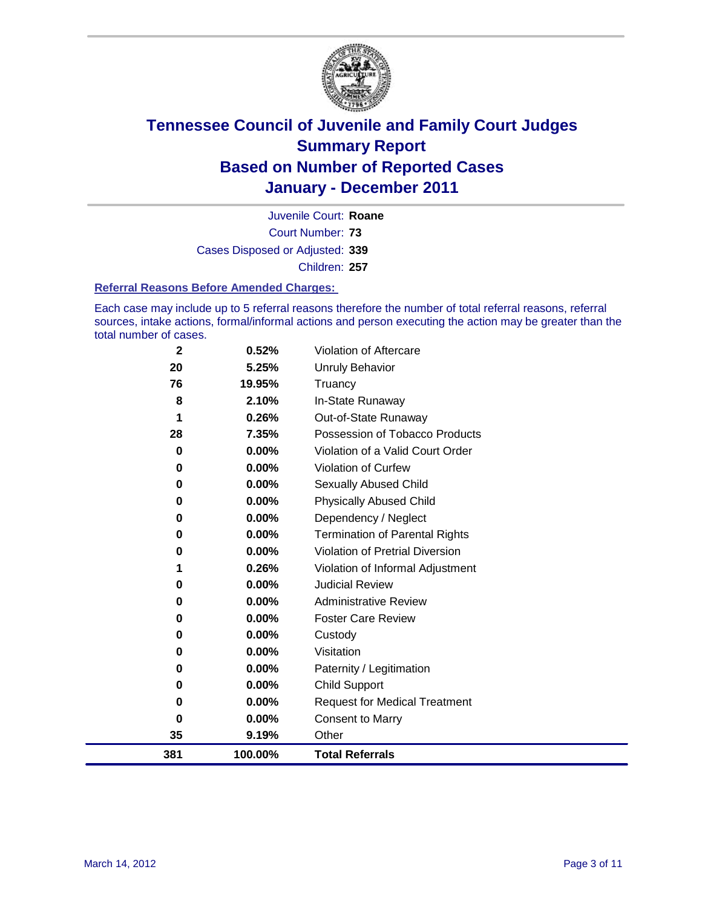# Tennessee Council of Juvenile and Family Court Judges
## Summary Report
## Based on Number of Reported Cases
## January - December 2011

Juvenile Court: **Roane**

Court Number: **73**

Cases Disposed or Adjusted: **339**

Children: **257**

### Referral Reasons Before Amended Charges:

Each case may include up to 5 referral reasons therefore the number of total referral reasons, referral sources, intake actions, formal/informal actions and person executing the action may be greater than the total number of cases.

| Count | Percent | Referral Reason |
|---|---|---|
| 2 | 0.52% | Violation of Aftercare |
| 20 | 5.25% | Unruly Behavior |
| 76 | 19.95% | Truancy |
| 8 | 2.10% | In-State Runaway |
| 1 | 0.26% | Out-of-State Runaway |
| 28 | 7.35% | Possession of Tobacco Products |
| 0 | 0.00% | Violation of a Valid Court Order |
| 0 | 0.00% | Violation of Curfew |
| 0 | 0.00% | Sexually Abused Child |
| 0 | 0.00% | Physically Abused Child |
| 0 | 0.00% | Dependency / Neglect |
| 0 | 0.00% | Termination of Parental Rights |
| 0 | 0.00% | Violation of Pretrial Diversion |
| 1 | 0.26% | Violation of Informal Adjustment |
| 0 | 0.00% | Judicial Review |
| 0 | 0.00% | Administrative Review |
| 0 | 0.00% | Foster Care Review |
| 0 | 0.00% | Custody |
| 0 | 0.00% | Visitation |
| 0 | 0.00% | Paternity / Legitimation |
| 0 | 0.00% | Child Support |
| 0 | 0.00% | Request for Medical Treatment |
| 0 | 0.00% | Consent to Marry |
| 35 | 9.19% | Other |
| **381** | **100.00%** | **Total Referrals** |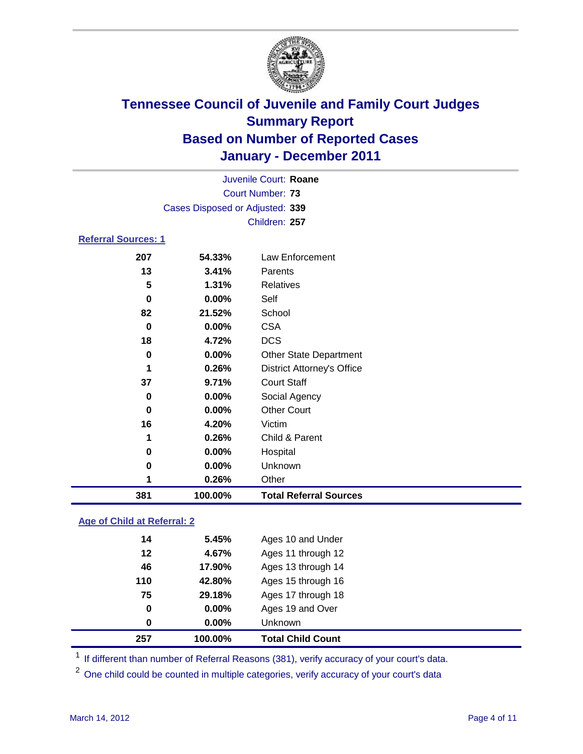# Tennessee Council of Juvenile and Family Court Judges
## Summary Report
## Based on Number of Reported Cases
## January - December 2011

Juvenile Court: **Roane**
Court Number: **73**
Cases Disposed or Adjusted: **339**
Children: **257**

### Referral Sources: 1

| | | |
|---|---|---|
| 207 | 54.33% | Law Enforcement |
| 13 | 3.41% | Parents |
| 5 | 1.31% | Relatives |
| 0 | 0.00% | Self |
| 82 | 21.52% | School |
| 0 | 0.00% | CSA |
| 18 | 4.72% | DCS |
| 0 | 0.00% | Other State Department |
| 1 | 0.26% | District Attorney's Office |
| 37 | 9.71% | Court Staff |
| 0 | 0.00% | Social Agency |
| 0 | 0.00% | Other Court |
| 16 | 4.20% | Victim |
| 1 | 0.26% | Child & Parent |
| 0 | 0.00% | Hospital |
| 0 | 0.00% | Unknown |
| 1 | 0.26% | Other |
| **381** | **100.00%** | **Total Referral Sources** |

### Age of Child at Referral: 2

| | | |
|---|---|---|
| 14 | 5.45% | Ages 10 and Under |
| 12 | 4.67% | Ages 11 through 12 |
| 46 | 17.90% | Ages 13 through 14 |
| 110 | 42.80% | Ages 15 through 16 |
| 75 | 29.18% | Ages 17 through 18 |
| 0 | 0.00% | Ages 19 and Over |
| 0 | 0.00% | Unknown |
| **257** | **100.00%** | **Total Child Count** |

[1] If different than number of Referral Reasons (381), verify accuracy of your court's data.

[2] One child could be counted in multiple categories, verify accuracy of your court's data

March 14, 2012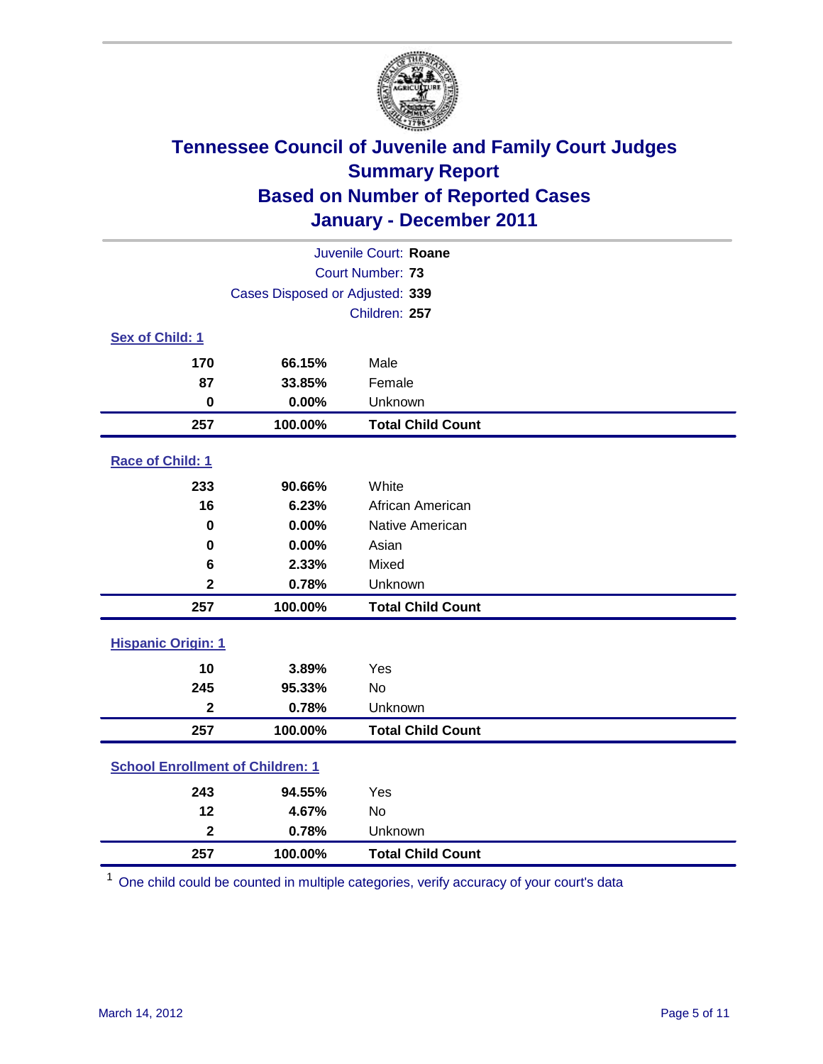# Tennessee Council of Juvenile and Family Court Judges
## Summary Report
## Based on Number of Reported Cases
## January - December 2011

Juvenile Court: **Roane**
Court Number: **73**
Cases Disposed or Adjusted: **339**
Children: **257**

### Sex of Child: 1

| | | |
|---|---|---|
| 170 | 66.15% | Male |
| 87 | 33.85% | Female |
| 0 | 0.00% | Unknown |
| **257** | **100.00%** | **Total Child Count** |

### Race of Child: 1

| | | |
|---|---|---|
| 233 | 90.66% | White |
| 16 | 6.23% | African American |
| 0 | 0.00% | Native American |
| 0 | 0.00% | Asian |
| 6 | 2.33% | Mixed |
| 2 | 0.78% | Unknown |
| **257** | **100.00%** | **Total Child Count** |

### Hispanic Origin: 1

| | | |
|---|---|---|
| 10 | 3.89% | Yes |
| 245 | 95.33% | No |
| 2 | 0.78% | Unknown |
| **257** | **100.00%** | **Total Child Count** |

### School Enrollment of Children: 1

| | | |
|---|---|---|
| 243 | 94.55% | Yes |
| 12 | 4.67% | No |
| 2 | 0.78% | Unknown |
| **257** | **100.00%** | **Total Child Count** |

[1] One child could be counted in multiple categories, verify accuracy of your court's data

March 14, 2012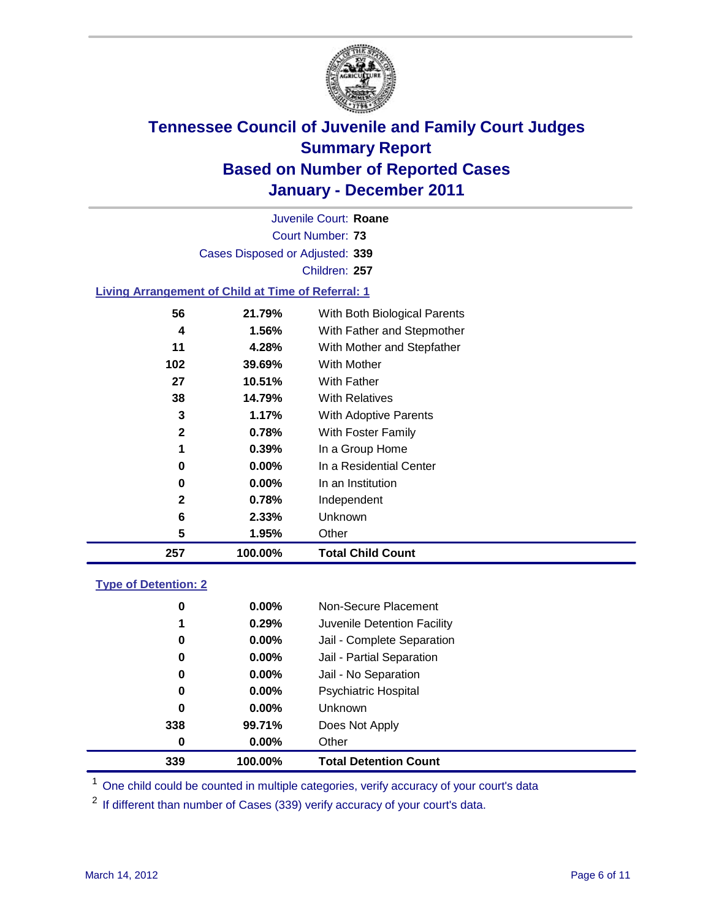# Tennessee Council of Juvenile and Family Court Judges
## Summary Report
## Based on Number of Reported Cases
## January - December 2011

Juvenile Court: **Roane**

Court Number: **73**

Cases Disposed or Adjusted: **339**

Children: **257**

### Living Arrangement of Child at Time of Referral: 1

| | | |
|---|---|---|
| 56 | 21.79% | With Both Biological Parents |
| 4 | 1.56% | With Father and Stepmother |
| 11 | 4.28% | With Mother and Stepfather |
| 102 | 39.69% | With Mother |
| 27 | 10.51% | With Father |
| 38 | 14.79% | With Relatives |
| 3 | 1.17% | With Adoptive Parents |
| 2 | 0.78% | With Foster Family |
| 1 | 0.39% | In a Group Home |
| 0 | 0.00% | In a Residential Center |
| 0 | 0.00% | In an Institution |
| 2 | 0.78% | Independent |
| 6 | 2.33% | Unknown |
| 5 | 1.95% | Other |
| **257** | **100.00%** | **Total Child Count** |

### Type of Detention: 2

| | | |
|---|---|---|
| 0 | 0.00% | Non-Secure Placement |
| 1 | 0.29% | Juvenile Detention Facility |
| 0 | 0.00% | Jail - Complete Separation |
| 0 | 0.00% | Jail - Partial Separation |
| 0 | 0.00% | Jail - No Separation |
| 0 | 0.00% | Psychiatric Hospital |
| 0 | 0.00% | Unknown |
| 338 | 99.71% | Does Not Apply |
| 0 | 0.00% | Other |
| **339** | **100.00%** | **Total Detention Count** |

[1] One child could be counted in multiple categories, verify accuracy of your court's data

[2] If different than number of Cases (339) verify accuracy of your court's data.

March 14, 2012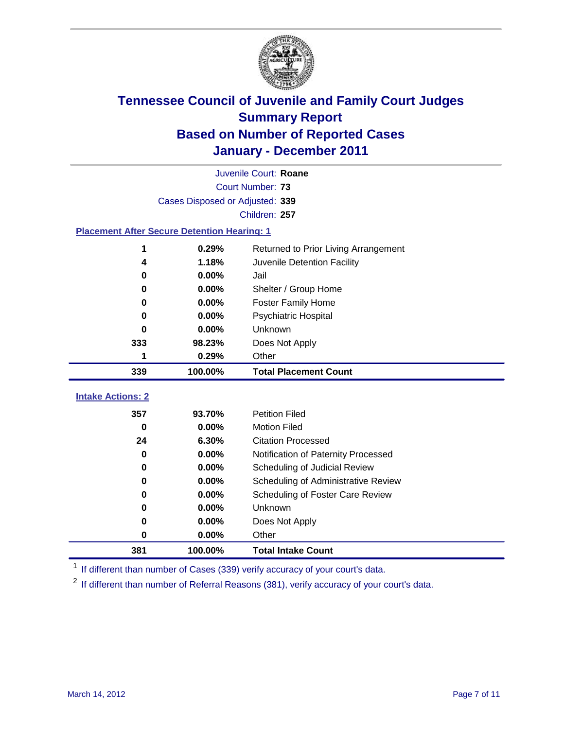# Tennessee Council of Juvenile and Family Court Judges
## Summary Report
## Based on Number of Reported Cases
## January - December 2011

Juvenile Court: **Roane**
Court Number: **73**
Cases Disposed or Adjusted: **339**
Children: **257**

### Placement After Secure Detention Hearing: 1

| | | |
|---|---|---|
| 1 | 0.29% | Returned to Prior Living Arrangement |
| 4 | 1.18% | Juvenile Detention Facility |
| 0 | 0.00% | Jail |
| 0 | 0.00% | Shelter / Group Home |
| 0 | 0.00% | Foster Family Home |
| 0 | 0.00% | Psychiatric Hospital |
| 0 | 0.00% | Unknown |
| 333 | 98.23% | Does Not Apply |
| 1 | 0.29% | Other |
| **339** | **100.00%** | **Total Placement Count** |

### Intake Actions: 2

| | | |
|---|---|---|
| 357 | 93.70% | Petition Filed |
| 0 | 0.00% | Motion Filed |
| 24 | 6.30% | Citation Processed |
| 0 | 0.00% | Notification of Paternity Processed |
| 0 | 0.00% | Scheduling of Judicial Review |
| 0 | 0.00% | Scheduling of Administrative Review |
| 0 | 0.00% | Scheduling of Foster Care Review |
| 0 | 0.00% | Unknown |
| 0 | 0.00% | Does Not Apply |
| 0 | 0.00% | Other |
| **381** | **100.00%** | **Total Intake Count** |

[1] If different than number of Cases (339) verify accuracy of your court's data.

[2] If different than number of Referral Reasons (381), verify accuracy of your court's data.

March 14, 2012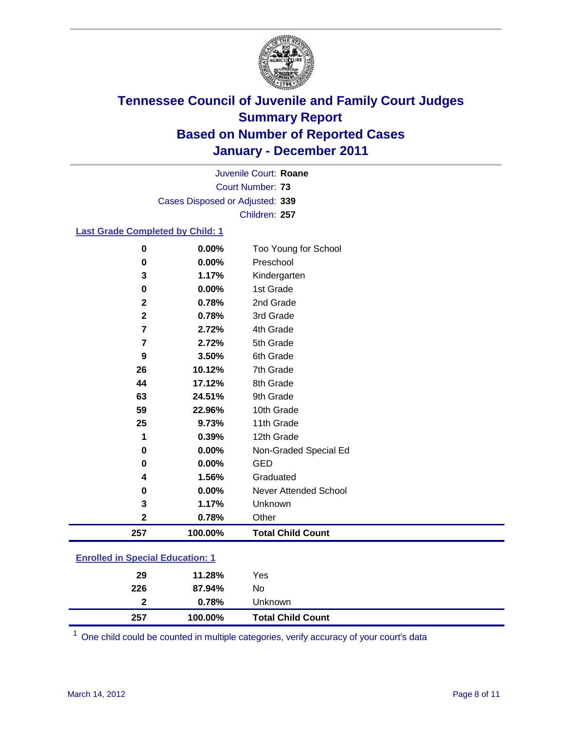# Tennessee Council of Juvenile and Family Court Judges
## Summary Report
## Based on Number of Reported Cases
## January - December 2011

Juvenile Court: **Roane**
Court Number: **73**
Cases Disposed or Adjusted: **339**
Children: **257**

### Last Grade Completed by Child: 1

| Count | Percent | Category |
|---|---|---|
| 0 | 0.00% | Too Young for School |
| 0 | 0.00% | Preschool |
| 3 | 1.17% | Kindergarten |
| 0 | 0.00% | 1st Grade |
| 2 | 0.78% | 2nd Grade |
| 2 | 0.78% | 3rd Grade |
| 7 | 2.72% | 4th Grade |
| 7 | 2.72% | 5th Grade |
| 9 | 3.50% | 6th Grade |
| 26 | 10.12% | 7th Grade |
| 44 | 17.12% | 8th Grade |
| 63 | 24.51% | 9th Grade |
| 59 | 22.96% | 10th Grade |
| 25 | 9.73% | 11th Grade |
| 1 | 0.39% | 12th Grade |
| 0 | 0.00% | Non-Graded Special Ed |
| 0 | 0.00% | GED |
| 4 | 1.56% | Graduated |
| 0 | 0.00% | Never Attended School |
| 3 | 1.17% | Unknown |
| 2 | 0.78% | Other |
| **257** | **100.00%** | **Total Child Count** |

### Enrolled in Special Education: 1

| Count | Percent | Category |
|---|---|---|
| 29 | 11.28% | Yes |
| 226 | 87.94% | No |
| 2 | 0.78% | Unknown |
| **257** | **100.00%** | **Total Child Count** |

[1] One child could be counted in multiple categories, verify accuracy of your court's data

March 14, 2012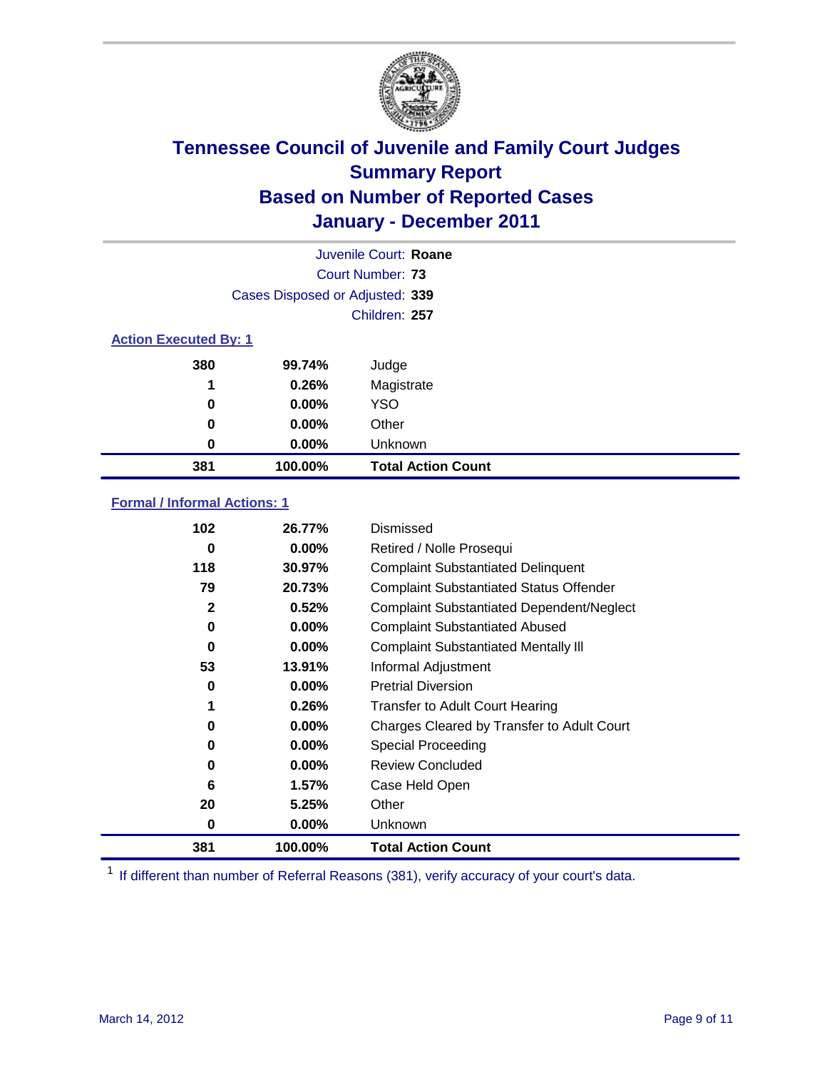# Tennessee Council of Juvenile and Family Court Judges
## Summary Report
## Based on Number of Reported Cases
## January - December 2011

Juvenile Court: **Roane**

Court Number: **73**

Cases Disposed or Adjusted: **339**

Children: **257**

### Action Executed By: 1

| | | |
|---|---|---|
| 380 | 99.74% | Judge |
| 1 | 0.26% | Magistrate |
| 0 | 0.00% | YSO |
| 0 | 0.00% | Other |
| 0 | 0.00% | Unknown |
| **381** | **100.00%** | **Total Action Count** |

### Formal / Informal Actions: 1

| | | |
|---|---|---|
| 102 | 26.77% | Dismissed |
| 0 | 0.00% | Retired / Nolle Prosequi |
| 118 | 30.97% | Complaint Substantiated Delinquent |
| 79 | 20.73% | Complaint Substantiated Status Offender |
| 2 | 0.52% | Complaint Substantiated Dependent/Neglect |
| 0 | 0.00% | Complaint Substantiated Abused |
| 0 | 0.00% | Complaint Substantiated Mentally Ill |
| 53 | 13.91% | Informal Adjustment |
| 0 | 0.00% | Pretrial Diversion |
| 1 | 0.26% | Transfer to Adult Court Hearing |
| 0 | 0.00% | Charges Cleared by Transfer to Adult Court |
| 0 | 0.00% | Special Proceeding |
| 0 | 0.00% | Review Concluded |
| 6 | 1.57% | Case Held Open |
| 20 | 5.25% | Other |
| 0 | 0.00% | Unknown |
| **381** | **100.00%** | **Total Action Count** |

[1] If different than number of Referral Reasons (381), verify accuracy of your court's data.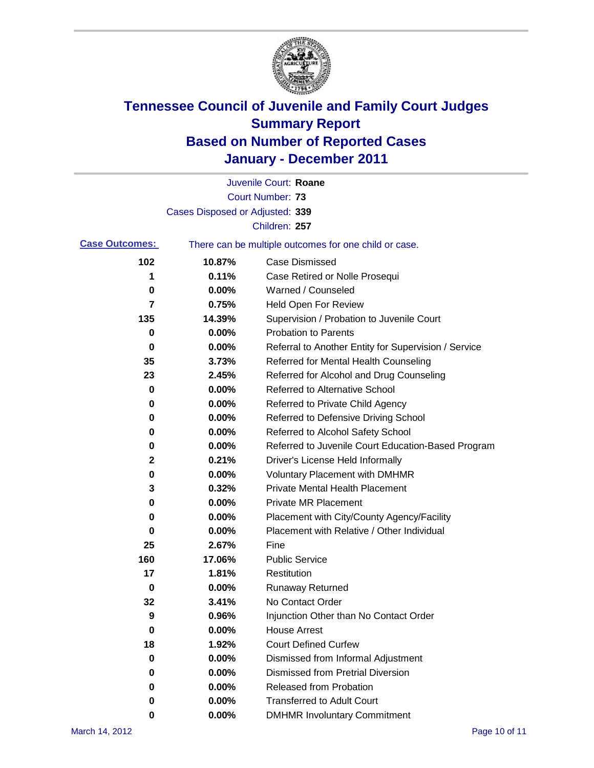# Tennessee Council of Juvenile and Family Court Judges
## Summary Report
## Based on Number of Reported Cases
## January - December 2011

Juvenile Court: **Roane**
Court Number: **73**
Cases Disposed or Adjusted: **339**
Children: **257**

**Case Outcomes:** There can be multiple outcomes for one child or case.

| Count | Percent | Outcome |
|---|---|---|
| 102 | 10.87% | Case Dismissed |
| 1 | 0.11% | Case Retired or Nolle Prosequi |
| 0 | 0.00% | Warned / Counseled |
| 7 | 0.75% | Held Open For Review |
| 135 | 14.39% | Supervision / Probation to Juvenile Court |
| 0 | 0.00% | Probation to Parents |
| 0 | 0.00% | Referral to Another Entity for Supervision / Service |
| 35 | 3.73% | Referred for Mental Health Counseling |
| 23 | 2.45% | Referred for Alcohol and Drug Counseling |
| 0 | 0.00% | Referred to Alternative School |
| 0 | 0.00% | Referred to Private Child Agency |
| 0 | 0.00% | Referred to Defensive Driving School |
| 0 | 0.00% | Referred to Alcohol Safety School |
| 0 | 0.00% | Referred to Juvenile Court Education-Based Program |
| 2 | 0.21% | Driver's License Held Informally |
| 0 | 0.00% | Voluntary Placement with DMHMR |
| 3 | 0.32% | Private Mental Health Placement |
| 0 | 0.00% | Private MR Placement |
| 0 | 0.00% | Placement with City/County Agency/Facility |
| 0 | 0.00% | Placement with Relative / Other Individual |
| 25 | 2.67% | Fine |
| 160 | 17.06% | Public Service |
| 17 | 1.81% | Restitution |
| 0 | 0.00% | Runaway Returned |
| 32 | 3.41% | No Contact Order |
| 9 | 0.96% | Injunction Other than No Contact Order |
| 0 | 0.00% | House Arrest |
| 18 | 1.92% | Court Defined Curfew |
| 0 | 0.00% | Dismissed from Informal Adjustment |
| 0 | 0.00% | Dismissed from Pretrial Diversion |
| 0 | 0.00% | Released from Probation |
| 0 | 0.00% | Transferred to Adult Court |
| 0 | 0.00% | DMHMR Involuntary Commitment |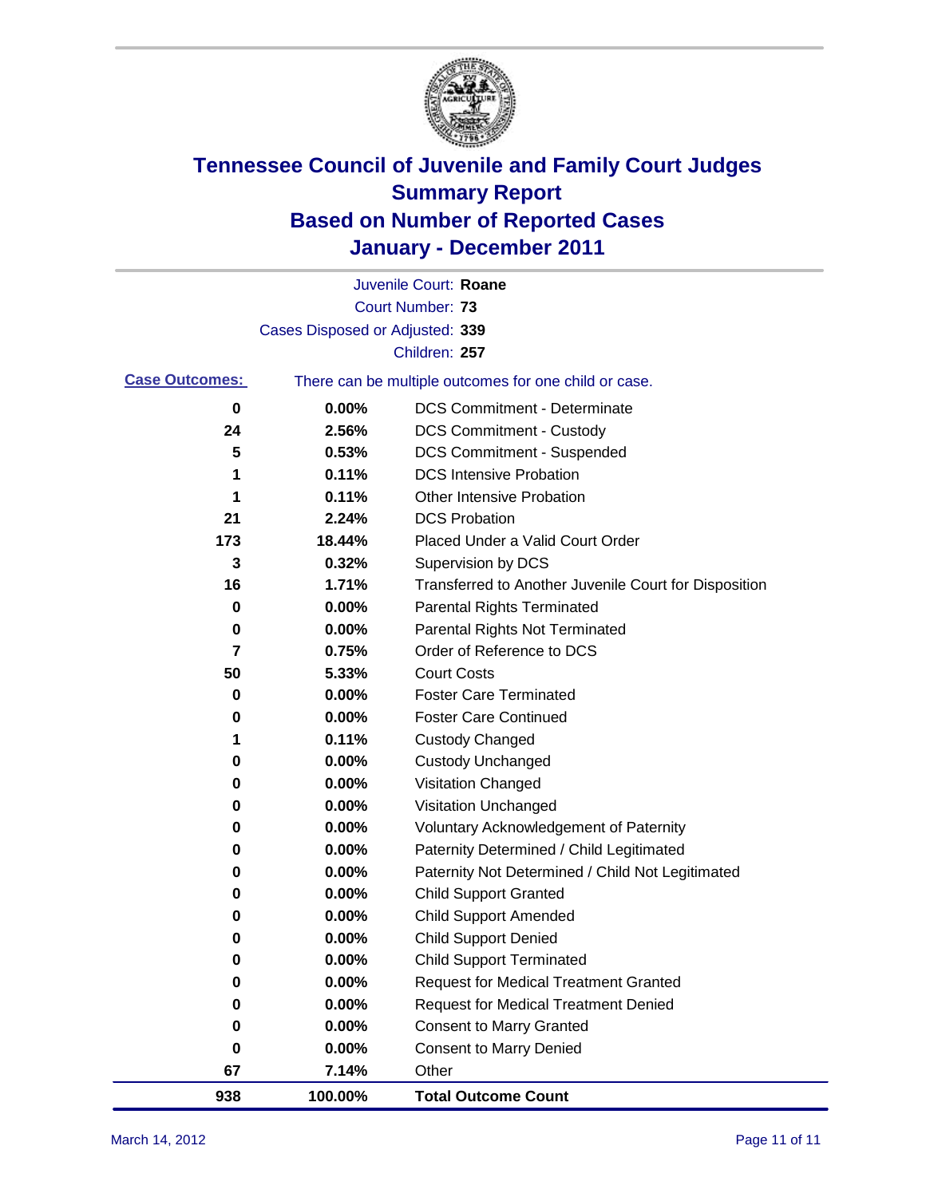# Tennessee Council of Juvenile and Family Court Judges
## Summary Report
## Based on Number of Reported Cases
## January - December 2011

Juvenile Court: **Roane**
Court Number: **73**
Cases Disposed or Adjusted: **339**
Children: **257**

**Case Outcomes:** There can be multiple outcomes for one child or case.

| | | |
|---|---|---|
| 0 | 0.00% | DCS Commitment - Determinate |
| 24 | 2.56% | DCS Commitment - Custody |
| 5 | 0.53% | DCS Commitment - Suspended |
| 1 | 0.11% | DCS Intensive Probation |
| 1 | 0.11% | Other Intensive Probation |
| 21 | 2.24% | DCS Probation |
| 173 | 18.44% | Placed Under a Valid Court Order |
| 3 | 0.32% | Supervision by DCS |
| 16 | 1.71% | Transferred to Another Juvenile Court for Disposition |
| 0 | 0.00% | Parental Rights Terminated |
| 0 | 0.00% | Parental Rights Not Terminated |
| 7 | 0.75% | Order of Reference to DCS |
| 50 | 5.33% | Court Costs |
| 0 | 0.00% | Foster Care Terminated |
| 0 | 0.00% | Foster Care Continued |
| 1 | 0.11% | Custody Changed |
| 0 | 0.00% | Custody Unchanged |
| 0 | 0.00% | Visitation Changed |
| 0 | 0.00% | Visitation Unchanged |
| 0 | 0.00% | Voluntary Acknowledgement of Paternity |
| 0 | 0.00% | Paternity Determined / Child Legitimated |
| 0 | 0.00% | Paternity Not Determined / Child Not Legitimated |
| 0 | 0.00% | Child Support Granted |
| 0 | 0.00% | Child Support Amended |
| 0 | 0.00% | Child Support Denied |
| 0 | 0.00% | Child Support Terminated |
| 0 | 0.00% | Request for Medical Treatment Granted |
| 0 | 0.00% | Request for Medical Treatment Denied |
| 0 | 0.00% | Consent to Marry Granted |
| 0 | 0.00% | Consent to Marry Denied |
| 67 | 7.14% | Other |
| **938** | **100.00%** | **Total Outcome Count** |